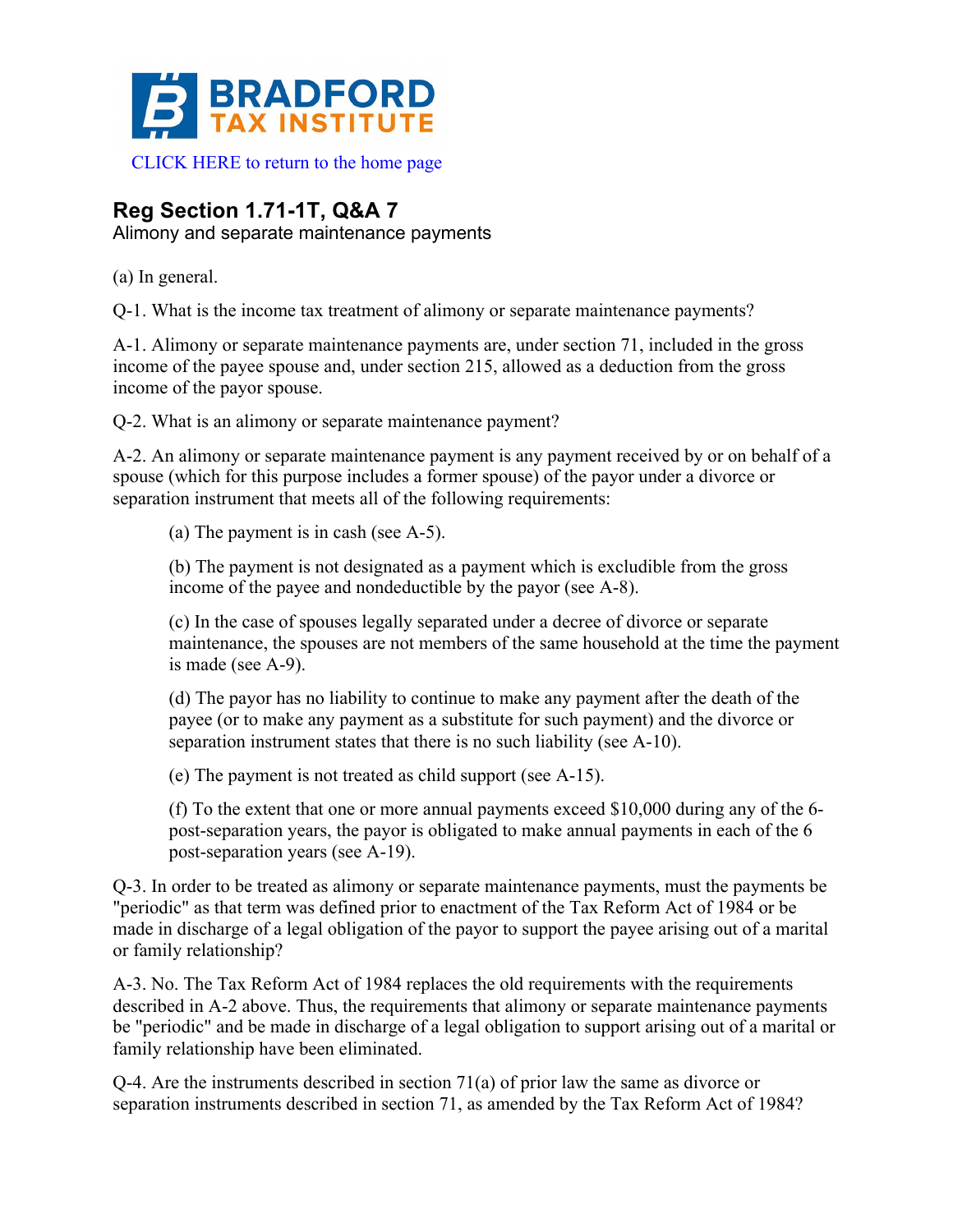BRADFORD TAX INSTITUTE

CLICK HERE to return to the home page

## Reg Section 1.71-1T, Q&A 7

Alimony and separate maintenance payments

(a) In general.

Q-1. What is the income tax treatment of alimony or separate maintenance payments?

A-1. Alimony or separate maintenance payments are, under section 71, included in the gross income of the payee spouse and, under section 215, allowed as a deduction from the gross income of the payor spouse.

Q-2. What is an alimony or separate maintenance payment?

A-2. An alimony or separate maintenance payment is any payment received by or on behalf of a spouse (which for this purpose includes a former spouse) of the payor under a divorce or separation instrument that meets all of the following requirements:

(a) The payment is in cash (see A-5).

(b) The payment is not designated as a payment which is excludible from the gross income of the payee and nondeductible by the payor (see A-8).

(c) In the case of spouses legally separated under a decree of divorce or separate maintenance, the spouses are not members of the same household at the time the payment is made (see A-9).

(d) The payor has no liability to continue to make any payment after the death of the payee (or to make any payment as a substitute for such payment) and the divorce or separation instrument states that there is no such liability (see A-10).

(e) The payment is not treated as child support (see A-15).

(f) To the extent that one or more annual payments exceed $10,000 during any of the 6-post-separation years, the payor is obligated to make annual payments in each of the 6 post-separation years (see A-19).

Q-3. In order to be treated as alimony or separate maintenance payments, must the payments be "periodic" as that term was defined prior to enactment of the Tax Reform Act of 1984 or be made in discharge of a legal obligation of the payor to support the payee arising out of a marital or family relationship?

A-3. No. The Tax Reform Act of 1984 replaces the old requirements with the requirements described in A-2 above. Thus, the requirements that alimony or separate maintenance payments be "periodic" and be made in discharge of a legal obligation to support arising out of a marital or family relationship have been eliminated.

Q-4. Are the instruments described in section 71(a) of prior law the same as divorce or separation instruments described in section 71, as amended by the Tax Reform Act of 1984?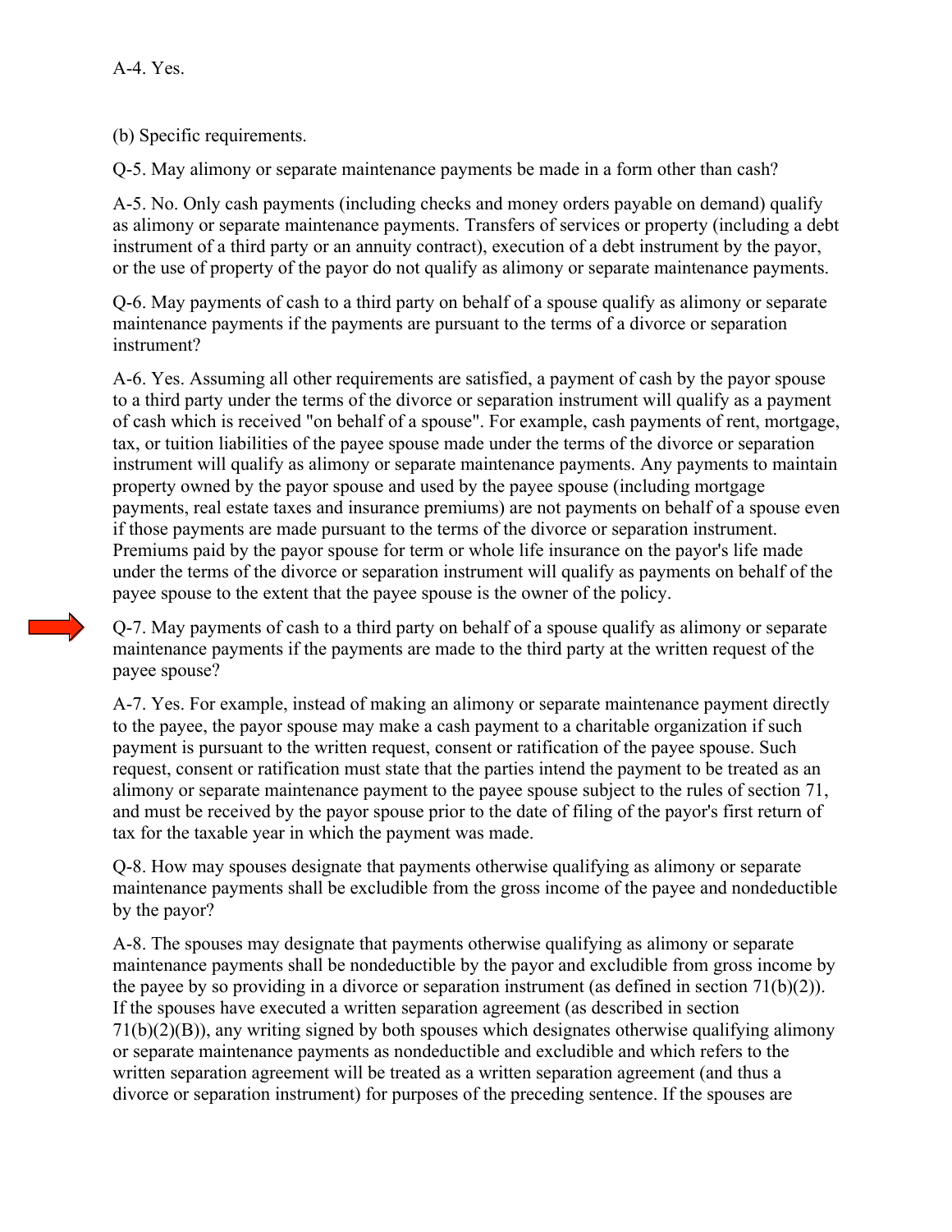A-4. Yes.

(b) Specific requirements.

Q-5. May alimony or separate maintenance payments be made in a form other than cash?

A-5. No. Only cash payments (including checks and money orders payable on demand) qualify as alimony or separate maintenance payments. Transfers of services or property (including a debt instrument of a third party or an annuity contract), execution of a debt instrument by the payor, or the use of property of the payor do not qualify as alimony or separate maintenance payments.

Q-6. May payments of cash to a third party on behalf of a spouse qualify as alimony or separate maintenance payments if the payments are pursuant to the terms of a divorce or separation instrument?

A-6. Yes. Assuming all other requirements are satisfied, a payment of cash by the payor spouse to a third party under the terms of the divorce or separation instrument will qualify as a payment of cash which is received "on behalf of a spouse". For example, cash payments of rent, mortgage, tax, or tuition liabilities of the payee spouse made under the terms of the divorce or separation instrument will qualify as alimony or separate maintenance payments. Any payments to maintain property owned by the payor spouse and used by the payee spouse (including mortgage payments, real estate taxes and insurance premiums) are not payments on behalf of a spouse even if those payments are made pursuant to the terms of the divorce or separation instrument. Premiums paid by the payor spouse for term or whole life insurance on the payor's life made under the terms of the divorce or separation instrument will qualify as payments on behalf of the payee spouse to the extent that the payee spouse is the owner of the policy.

Q-7. May payments of cash to a third party on behalf of a spouse qualify as alimony or separate maintenance payments if the payments are made to the third party at the written request of the payee spouse?

A-7. Yes. For example, instead of making an alimony or separate maintenance payment directly to the payee, the payor spouse may make a cash payment to a charitable organization if such payment is pursuant to the written request, consent or ratification of the payee spouse. Such request, consent or ratification must state that the parties intend the payment to be treated as an alimony or separate maintenance payment to the payee spouse subject to the rules of section 71, and must be received by the payor spouse prior to the date of filing of the payor's first return of tax for the taxable year in which the payment was made.

Q-8. How may spouses designate that payments otherwise qualifying as alimony or separate maintenance payments shall be excludible from the gross income of the payee and nondeductible by the payor?

A-8. The spouses may designate that payments otherwise qualifying as alimony or separate maintenance payments shall be nondeductible by the payor and excludible from gross income by the payee by so providing in a divorce or separation instrument (as defined in section 71(b)(2)). If the spouses have executed a written separation agreement (as described in section 71(b)(2)(B)), any writing signed by both spouses which designates otherwise qualifying alimony or separate maintenance payments as nondeductible and excludible and which refers to the written separation agreement will be treated as a written separation agreement (and thus a divorce or separation instrument) for purposes of the preceding sentence. If the spouses are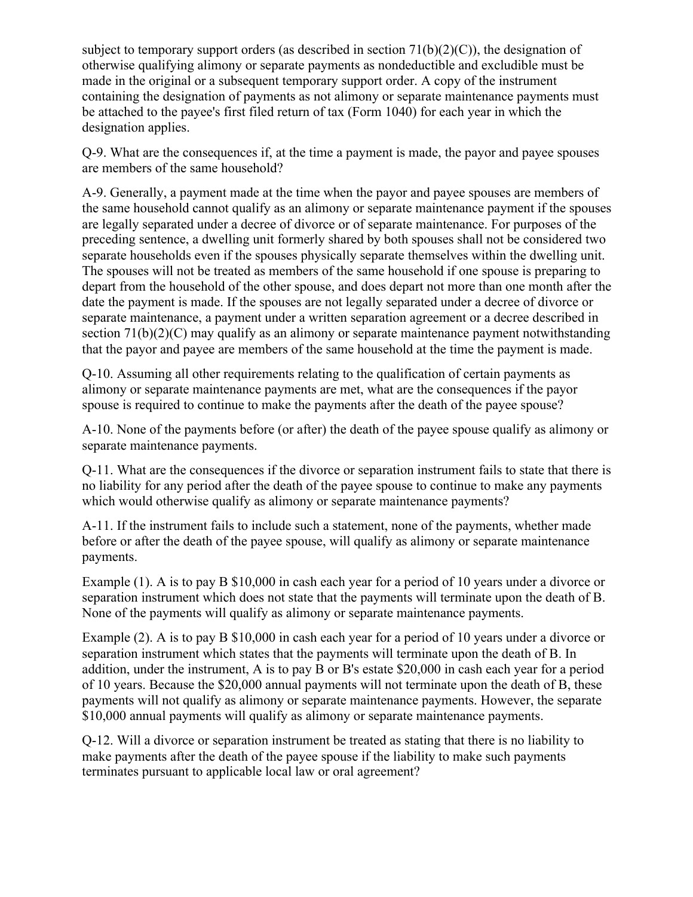subject to temporary support orders (as described in section 71(b)(2)(C)), the designation of otherwise qualifying alimony or separate payments as nondeductible and excludible must be made in the original or a subsequent temporary support order. A copy of the instrument containing the designation of payments as not alimony or separate maintenance payments must be attached to the payee's first filed return of tax (Form 1040) for each year in which the designation applies.

Q-9. What are the consequences if, at the time a payment is made, the payor and payee spouses are members of the same household?

A-9. Generally, a payment made at the time when the payor and payee spouses are members of the same household cannot qualify as an alimony or separate maintenance payment if the spouses are legally separated under a decree of divorce or of separate maintenance. For purposes of the preceding sentence, a dwelling unit formerly shared by both spouses shall not be considered two separate households even if the spouses physically separate themselves within the dwelling unit. The spouses will not be treated as members of the same household if one spouse is preparing to depart from the household of the other spouse, and does depart not more than one month after the date the payment is made. If the spouses are not legally separated under a decree of divorce or separate maintenance, a payment under a written separation agreement or a decree described in section 71(b)(2)(C) may qualify as an alimony or separate maintenance payment notwithstanding that the payor and payee are members of the same household at the time the payment is made.

Q-10. Assuming all other requirements relating to the qualification of certain payments as alimony or separate maintenance payments are met, what are the consequences if the payor spouse is required to continue to make the payments after the death of the payee spouse?

A-10. None of the payments before (or after) the death of the payee spouse qualify as alimony or separate maintenance payments.

Q-11. What are the consequences if the divorce or separation instrument fails to state that there is no liability for any period after the death of the payee spouse to continue to make any payments which would otherwise qualify as alimony or separate maintenance payments?

A-11. If the instrument fails to include such a statement, none of the payments, whether made before or after the death of the payee spouse, will qualify as alimony or separate maintenance payments.

Example (1). A is to pay B $10,000 in cash each year for a period of 10 years under a divorce or separation instrument which does not state that the payments will terminate upon the death of B. None of the payments will qualify as alimony or separate maintenance payments.

Example (2). A is to pay B $10,000 in cash each year for a period of 10 years under a divorce or separation instrument which states that the payments will terminate upon the death of B. In addition, under the instrument, A is to pay B or B's estate $20,000 in cash each year for a period of 10 years. Because the $20,000 annual payments will not terminate upon the death of B, these payments will not qualify as alimony or separate maintenance payments. However, the separate $10,000 annual payments will qualify as alimony or separate maintenance payments.

Q-12. Will a divorce or separation instrument be treated as stating that there is no liability to make payments after the death of the payee spouse if the liability to make such payments terminates pursuant to applicable local law or oral agreement?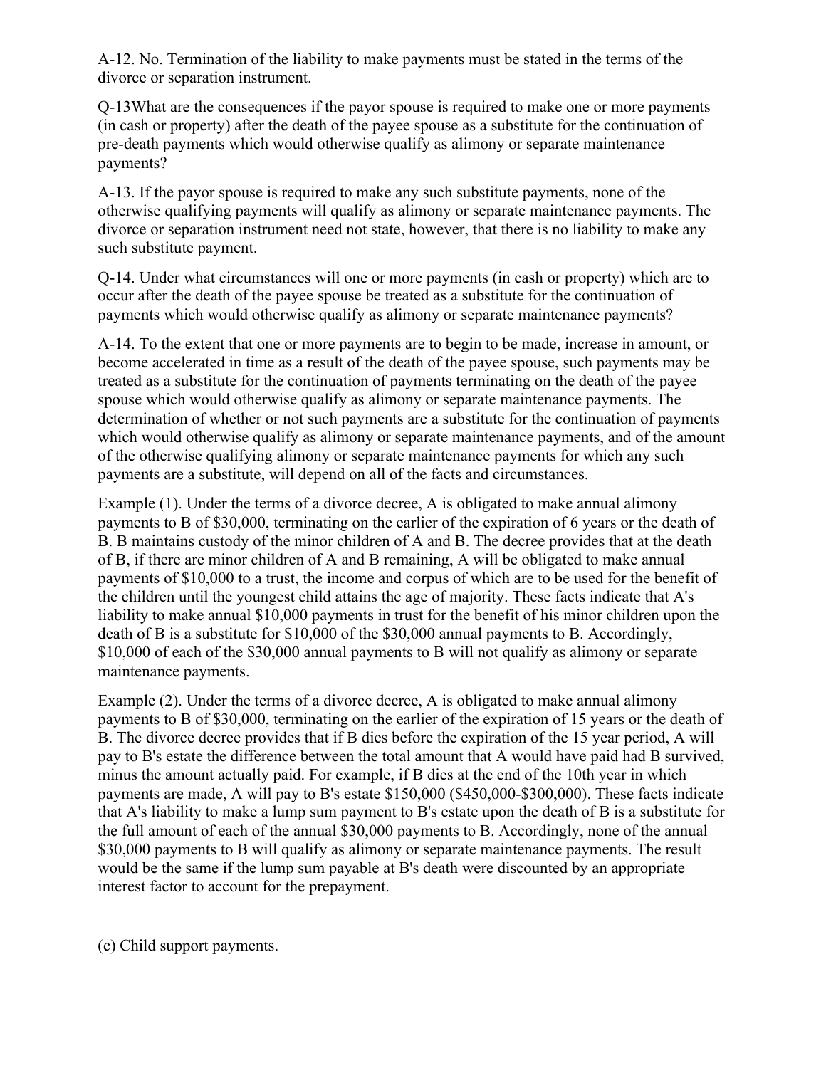A-12. No. Termination of the liability to make payments must be stated in the terms of the divorce or separation instrument.

Q-13What are the consequences if the payor spouse is required to make one or more payments (in cash or property) after the death of the payee spouse as a substitute for the continuation of pre-death payments which would otherwise qualify as alimony or separate maintenance payments?

A-13. If the payor spouse is required to make any such substitute payments, none of the otherwise qualifying payments will qualify as alimony or separate maintenance payments. The divorce or separation instrument need not state, however, that there is no liability to make any such substitute payment.

Q-14. Under what circumstances will one or more payments (in cash or property) which are to occur after the death of the payee spouse be treated as a substitute for the continuation of payments which would otherwise qualify as alimony or separate maintenance payments?

A-14. To the extent that one or more payments are to begin to be made, increase in amount, or become accelerated in time as a result of the death of the payee spouse, such payments may be treated as a substitute for the continuation of payments terminating on the death of the payee spouse which would otherwise qualify as alimony or separate maintenance payments. The determination of whether or not such payments are a substitute for the continuation of payments which would otherwise qualify as alimony or separate maintenance payments, and of the amount of the otherwise qualifying alimony or separate maintenance payments for which any such payments are a substitute, will depend on all of the facts and circumstances.

Example (1). Under the terms of a divorce decree, A is obligated to make annual alimony payments to B of $30,000, terminating on the earlier of the expiration of 6 years or the death of B. B maintains custody of the minor children of A and B. The decree provides that at the death of B, if there are minor children of A and B remaining, A will be obligated to make annual payments of $10,000 to a trust, the income and corpus of which are to be used for the benefit of the children until the youngest child attains the age of majority. These facts indicate that A's liability to make annual $10,000 payments in trust for the benefit of his minor children upon the death of B is a substitute for $10,000 of the $30,000 annual payments to B. Accordingly, $10,000 of each of the $30,000 annual payments to B will not qualify as alimony or separate maintenance payments.

Example (2). Under the terms of a divorce decree, A is obligated to make annual alimony payments to B of $30,000, terminating on the earlier of the expiration of 15 years or the death of B. The divorce decree provides that if B dies before the expiration of the 15 year period, A will pay to B's estate the difference between the total amount that A would have paid had B survived, minus the amount actually paid. For example, if B dies at the end of the 10th year in which payments are made, A will pay to B's estate $150,000 ($450,000-$300,000). These facts indicate that A's liability to make a lump sum payment to B's estate upon the death of B is a substitute for the full amount of each of the annual $30,000 payments to B. Accordingly, none of the annual $30,000 payments to B will qualify as alimony or separate maintenance payments. The result would be the same if the lump sum payable at B's death were discounted by an appropriate interest factor to account for the prepayment.

(c) Child support payments.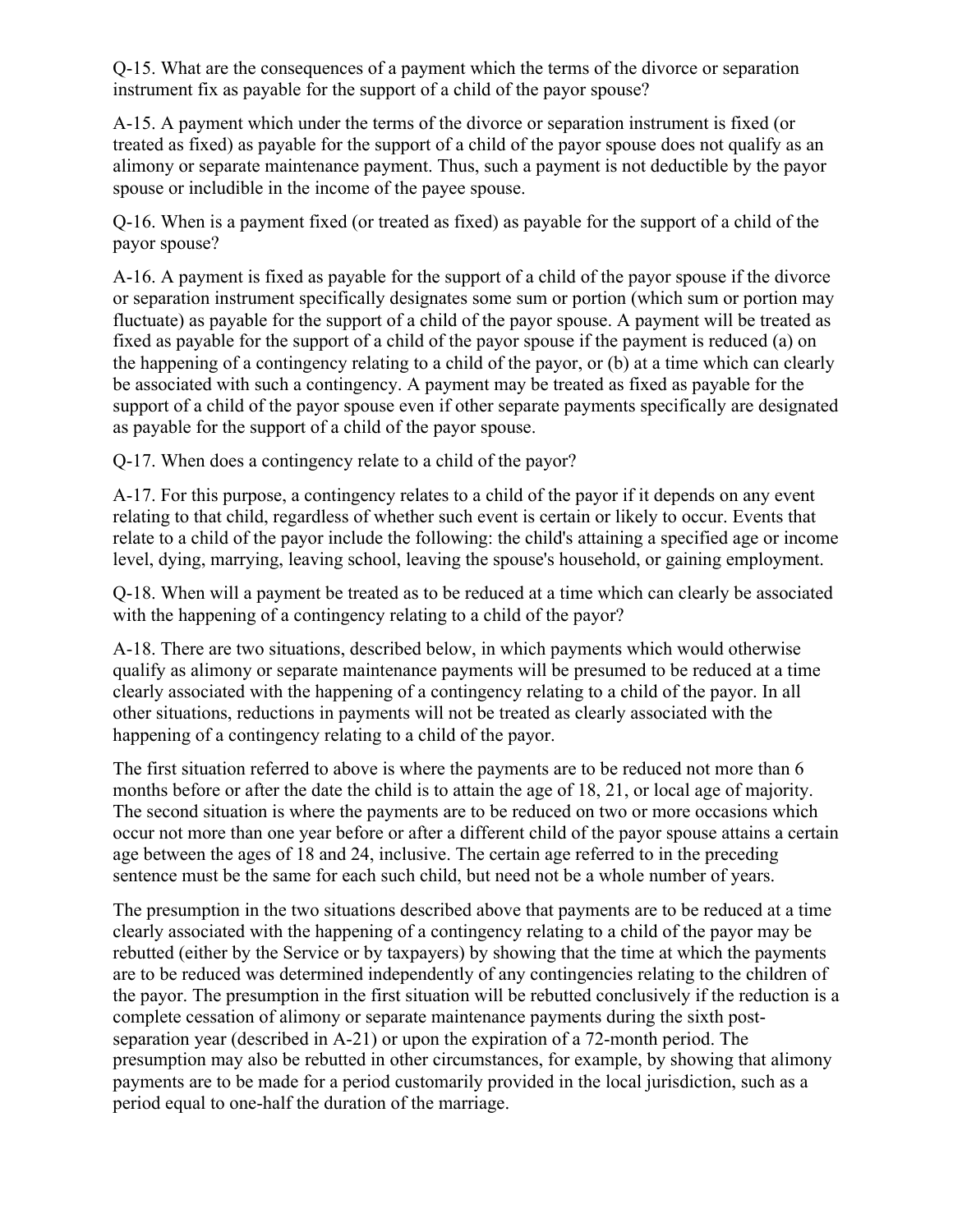Q-15. What are the consequences of a payment which the terms of the divorce or separation instrument fix as payable for the support of a child of the payor spouse?

A-15. A payment which under the terms of the divorce or separation instrument is fixed (or treated as fixed) as payable for the support of a child of the payor spouse does not qualify as an alimony or separate maintenance payment. Thus, such a payment is not deductible by the payor spouse or includible in the income of the payee spouse.

Q-16. When is a payment fixed (or treated as fixed) as payable for the support of a child of the payor spouse?

A-16. A payment is fixed as payable for the support of a child of the payor spouse if the divorce or separation instrument specifically designates some sum or portion (which sum or portion may fluctuate) as payable for the support of a child of the payor spouse. A payment will be treated as fixed as payable for the support of a child of the payor spouse if the payment is reduced (a) on the happening of a contingency relating to a child of the payor, or (b) at a time which can clearly be associated with such a contingency. A payment may be treated as fixed as payable for the support of a child of the payor spouse even if other separate payments specifically are designated as payable for the support of a child of the payor spouse.

Q-17. When does a contingency relate to a child of the payor?

A-17. For this purpose, a contingency relates to a child of the payor if it depends on any event relating to that child, regardless of whether such event is certain or likely to occur. Events that relate to a child of the payor include the following: the child's attaining a specified age or income level, dying, marrying, leaving school, leaving the spouse's household, or gaining employment.

Q-18. When will a payment be treated as to be reduced at a time which can clearly be associated with the happening of a contingency relating to a child of the payor?

A-18. There are two situations, described below, in which payments which would otherwise qualify as alimony or separate maintenance payments will be presumed to be reduced at a time clearly associated with the happening of a contingency relating to a child of the payor. In all other situations, reductions in payments will not be treated as clearly associated with the happening of a contingency relating to a child of the payor.

The first situation referred to above is where the payments are to be reduced not more than 6 months before or after the date the child is to attain the age of 18, 21, or local age of majority. The second situation is where the payments are to be reduced on two or more occasions which occur not more than one year before or after a different child of the payor spouse attains a certain age between the ages of 18 and 24, inclusive. The certain age referred to in the preceding sentence must be the same for each such child, but need not be a whole number of years.

The presumption in the two situations described above that payments are to be reduced at a time clearly associated with the happening of a contingency relating to a child of the payor may be rebutted (either by the Service or by taxpayers) by showing that the time at which the payments are to be reduced was determined independently of any contingencies relating to the children of the payor. The presumption in the first situation will be rebutted conclusively if the reduction is a complete cessation of alimony or separate maintenance payments during the sixth post-separation year (described in A-21) or upon the expiration of a 72-month period. The presumption may also be rebutted in other circumstances, for example, by showing that alimony payments are to be made for a period customarily provided in the local jurisdiction, such as a period equal to one-half the duration of the marriage.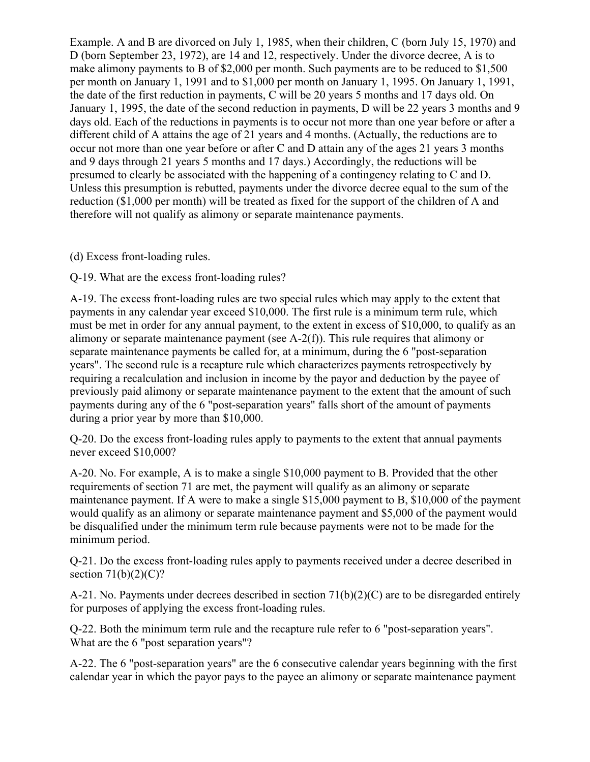Example. A and B are divorced on July 1, 1985, when their children, C (born July 15, 1970) and D (born September 23, 1972), are 14 and 12, respectively. Under the divorce decree, A is to make alimony payments to B of $2,000 per month. Such payments are to be reduced to $1,500 per month on January 1, 1991 and to $1,000 per month on January 1, 1995. On January 1, 1991, the date of the first reduction in payments, C will be 20 years 5 months and 17 days old. On January 1, 1995, the date of the second reduction in payments, D will be 22 years 3 months and 9 days old. Each of the reductions in payments is to occur not more than one year before or after a different child of A attains the age of 21 years and 4 months. (Actually, the reductions are to occur not more than one year before or after C and D attain any of the ages 21 years 3 months and 9 days through 21 years 5 months and 17 days.) Accordingly, the reductions will be presumed to clearly be associated with the happening of a contingency relating to C and D. Unless this presumption is rebutted, payments under the divorce decree equal to the sum of the reduction ($1,000 per month) will be treated as fixed for the support of the children of A and therefore will not qualify as alimony or separate maintenance payments.

(d) Excess front-loading rules.

Q-19. What are the excess front-loading rules?

A-19. The excess front-loading rules are two special rules which may apply to the extent that payments in any calendar year exceed $10,000. The first rule is a minimum term rule, which must be met in order for any annual payment, to the extent in excess of $10,000, to qualify as an alimony or separate maintenance payment (see A-2(f)). This rule requires that alimony or separate maintenance payments be called for, at a minimum, during the 6 "post-separation years". The second rule is a recapture rule which characterizes payments retrospectively by requiring a recalculation and inclusion in income by the payor and deduction by the payee of previously paid alimony or separate maintenance payment to the extent that the amount of such payments during any of the 6 "post-separation years" falls short of the amount of payments during a prior year by more than $10,000.

Q-20. Do the excess front-loading rules apply to payments to the extent that annual payments never exceed $10,000?

A-20. No. For example, A is to make a single $10,000 payment to B. Provided that the other requirements of section 71 are met, the payment will qualify as an alimony or separate maintenance payment. If A were to make a single $15,000 payment to B, $10,000 of the payment would qualify as an alimony or separate maintenance payment and $5,000 of the payment would be disqualified under the minimum term rule because payments were not to be made for the minimum period.

Q-21. Do the excess front-loading rules apply to payments received under a decree described in section 71(b)(2)(C)?

A-21. No. Payments under decrees described in section 71(b)(2)(C) are to be disregarded entirely for purposes of applying the excess front-loading rules.

Q-22. Both the minimum term rule and the recapture rule refer to 6 "post-separation years". What are the 6 "post separation years"?

A-22. The 6 "post-separation years" are the 6 consecutive calendar years beginning with the first calendar year in which the payor pays to the payee an alimony or separate maintenance payment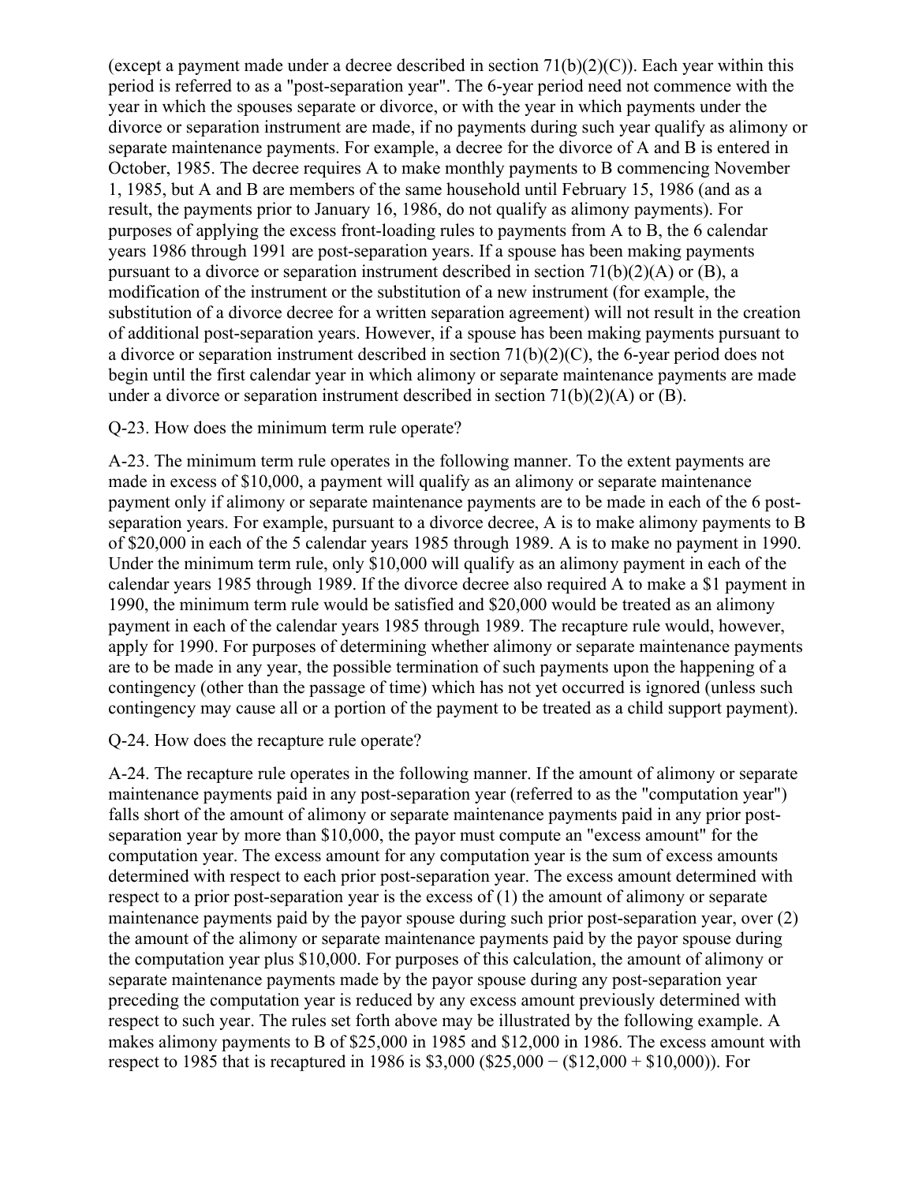(except a payment made under a decree described in section 71(b)(2)(C)). Each year within this period is referred to as a "post-separation year". The 6-year period need not commence with the year in which the spouses separate or divorce, or with the year in which payments under the divorce or separation instrument are made, if no payments during such year qualify as alimony or separate maintenance payments. For example, a decree for the divorce of A and B is entered in October, 1985. The decree requires A to make monthly payments to B commencing November 1, 1985, but A and B are members of the same household until February 15, 1986 (and as a result, the payments prior to January 16, 1986, do not qualify as alimony payments). For purposes of applying the excess front-loading rules to payments from A to B, the 6 calendar years 1986 through 1991 are post-separation years. If a spouse has been making payments pursuant to a divorce or separation instrument described in section 71(b)(2)(A) or (B), a modification of the instrument or the substitution of a new instrument (for example, the substitution of a divorce decree for a written separation agreement) will not result in the creation of additional post-separation years. However, if a spouse has been making payments pursuant to a divorce or separation instrument described in section 71(b)(2)(C), the 6-year period does not begin until the first calendar year in which alimony or separate maintenance payments are made under a divorce or separation instrument described in section 71(b)(2)(A) or (B).

Q-23. How does the minimum term rule operate?

A-23. The minimum term rule operates in the following manner. To the extent payments are made in excess of $10,000, a payment will qualify as an alimony or separate maintenance payment only if alimony or separate maintenance payments are to be made in each of the 6 post-separation years. For example, pursuant to a divorce decree, A is to make alimony payments to B of $20,000 in each of the 5 calendar years 1985 through 1989. A is to make no payment in 1990. Under the minimum term rule, only $10,000 will qualify as an alimony payment in each of the calendar years 1985 through 1989. If the divorce decree also required A to make a $1 payment in 1990, the minimum term rule would be satisfied and $20,000 would be treated as an alimony payment in each of the calendar years 1985 through 1989. The recapture rule would, however, apply for 1990. For purposes of determining whether alimony or separate maintenance payments are to be made in any year, the possible termination of such payments upon the happening of a contingency (other than the passage of time) which has not yet occurred is ignored (unless such contingency may cause all or a portion of the payment to be treated as a child support payment).

Q-24. How does the recapture rule operate?

A-24. The recapture rule operates in the following manner. If the amount of alimony or separate maintenance payments paid in any post-separation year (referred to as the "computation year") falls short of the amount of alimony or separate maintenance payments paid in any prior post-separation year by more than $10,000, the payor must compute an "excess amount" for the computation year. The excess amount for any computation year is the sum of excess amounts determined with respect to each prior post-separation year. The excess amount determined with respect to a prior post-separation year is the excess of (1) the amount of alimony or separate maintenance payments paid by the payor spouse during such prior post-separation year, over (2) the amount of the alimony or separate maintenance payments paid by the payor spouse during the computation year plus $10,000. For purposes of this calculation, the amount of alimony or separate maintenance payments made by the payor spouse during any post-separation year preceding the computation year is reduced by any excess amount previously determined with respect to such year. The rules set forth above may be illustrated by the following example. A makes alimony payments to B of $25,000 in 1985 and $12,000 in 1986. The excess amount with respect to 1985 that is recaptured in 1986 is $3,000 ($25,000 − ($12,000 + $10,000)). For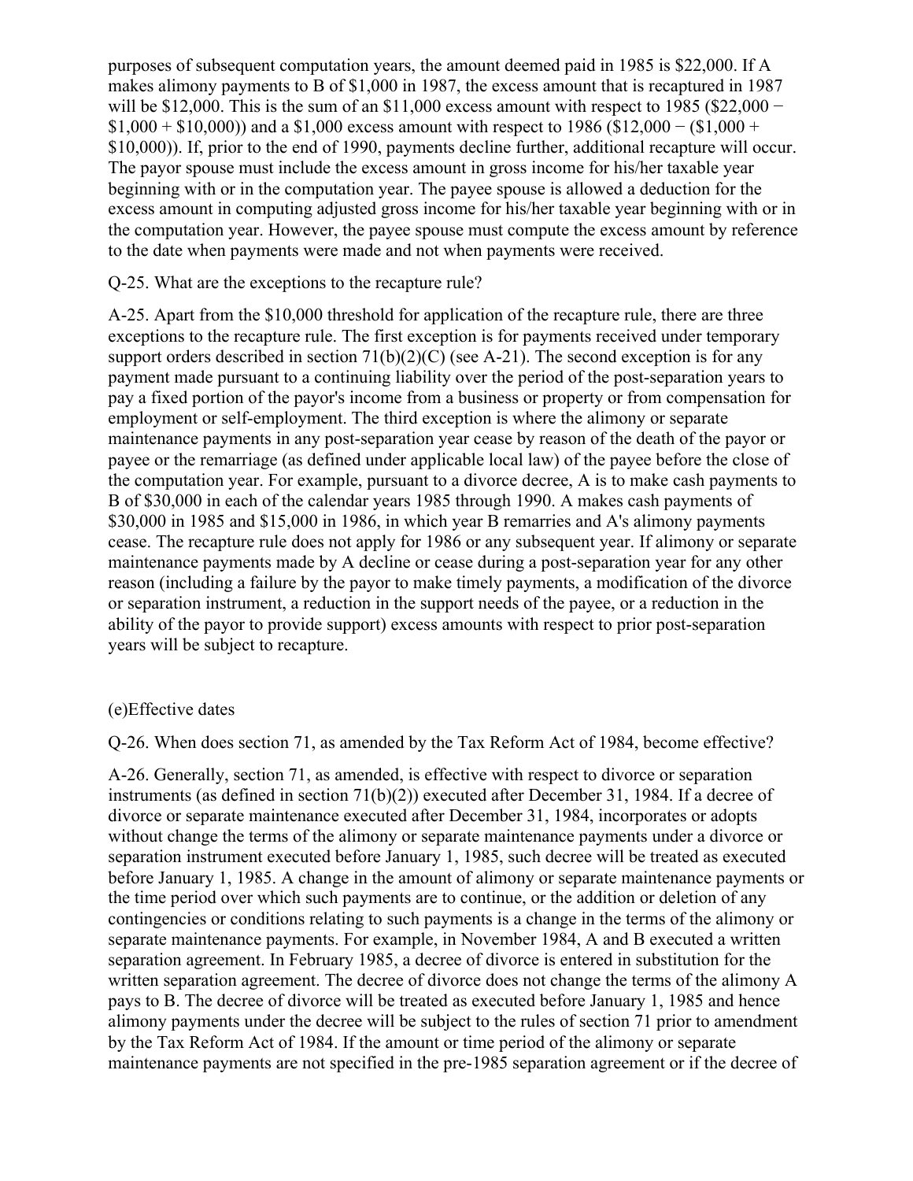purposes of subsequent computation years, the amount deemed paid in 1985 is $22,000. If A makes alimony payments to B of $1,000 in 1987, the excess amount that is recaptured in 1987 will be $12,000. This is the sum of an $11,000 excess amount with respect to 1985 ($22,000 − $1,000 + $10,000)) and a $1,000 excess amount with respect to 1986 ($12,000 − ($1,000 + $10,000)). If, prior to the end of 1990, payments decline further, additional recapture will occur. The payor spouse must include the excess amount in gross income for his/her taxable year beginning with or in the computation year. The payee spouse is allowed a deduction for the excess amount in computing adjusted gross income for his/her taxable year beginning with or in the computation year. However, the payee spouse must compute the excess amount by reference to the date when payments were made and not when payments were received.

Q-25. What are the exceptions to the recapture rule?

A-25. Apart from the $10,000 threshold for application of the recapture rule, there are three exceptions to the recapture rule. The first exception is for payments received under temporary support orders described in section 71(b)(2)(C) (see A-21). The second exception is for any payment made pursuant to a continuing liability over the period of the post-separation years to pay a fixed portion of the payor's income from a business or property or from compensation for employment or self-employment. The third exception is where the alimony or separate maintenance payments in any post-separation year cease by reason of the death of the payor or payee or the remarriage (as defined under applicable local law) of the payee before the close of the computation year. For example, pursuant to a divorce decree, A is to make cash payments to B of $30,000 in each of the calendar years 1985 through 1990. A makes cash payments of $30,000 in 1985 and $15,000 in 1986, in which year B remarries and A's alimony payments cease. The recapture rule does not apply for 1986 or any subsequent year. If alimony or separate maintenance payments made by A decline or cease during a post-separation year for any other reason (including a failure by the payor to make timely payments, a modification of the divorce or separation instrument, a reduction in the support needs of the payee, or a reduction in the ability of the payor to provide support) excess amounts with respect to prior post-separation years will be subject to recapture.

(e)Effective dates

Q-26. When does section 71, as amended by the Tax Reform Act of 1984, become effective?

A-26. Generally, section 71, as amended, is effective with respect to divorce or separation instruments (as defined in section 71(b)(2)) executed after December 31, 1984. If a decree of divorce or separate maintenance executed after December 31, 1984, incorporates or adopts without change the terms of the alimony or separate maintenance payments under a divorce or separation instrument executed before January 1, 1985, such decree will be treated as executed before January 1, 1985. A change in the amount of alimony or separate maintenance payments or the time period over which such payments are to continue, or the addition or deletion of any contingencies or conditions relating to such payments is a change in the terms of the alimony or separate maintenance payments. For example, in November 1984, A and B executed a written separation agreement. In February 1985, a decree of divorce is entered in substitution for the written separation agreement. The decree of divorce does not change the terms of the alimony A pays to B. The decree of divorce will be treated as executed before January 1, 1985 and hence alimony payments under the decree will be subject to the rules of section 71 prior to amendment by the Tax Reform Act of 1984. If the amount or time period of the alimony or separate maintenance payments are not specified in the pre-1985 separation agreement or if the decree of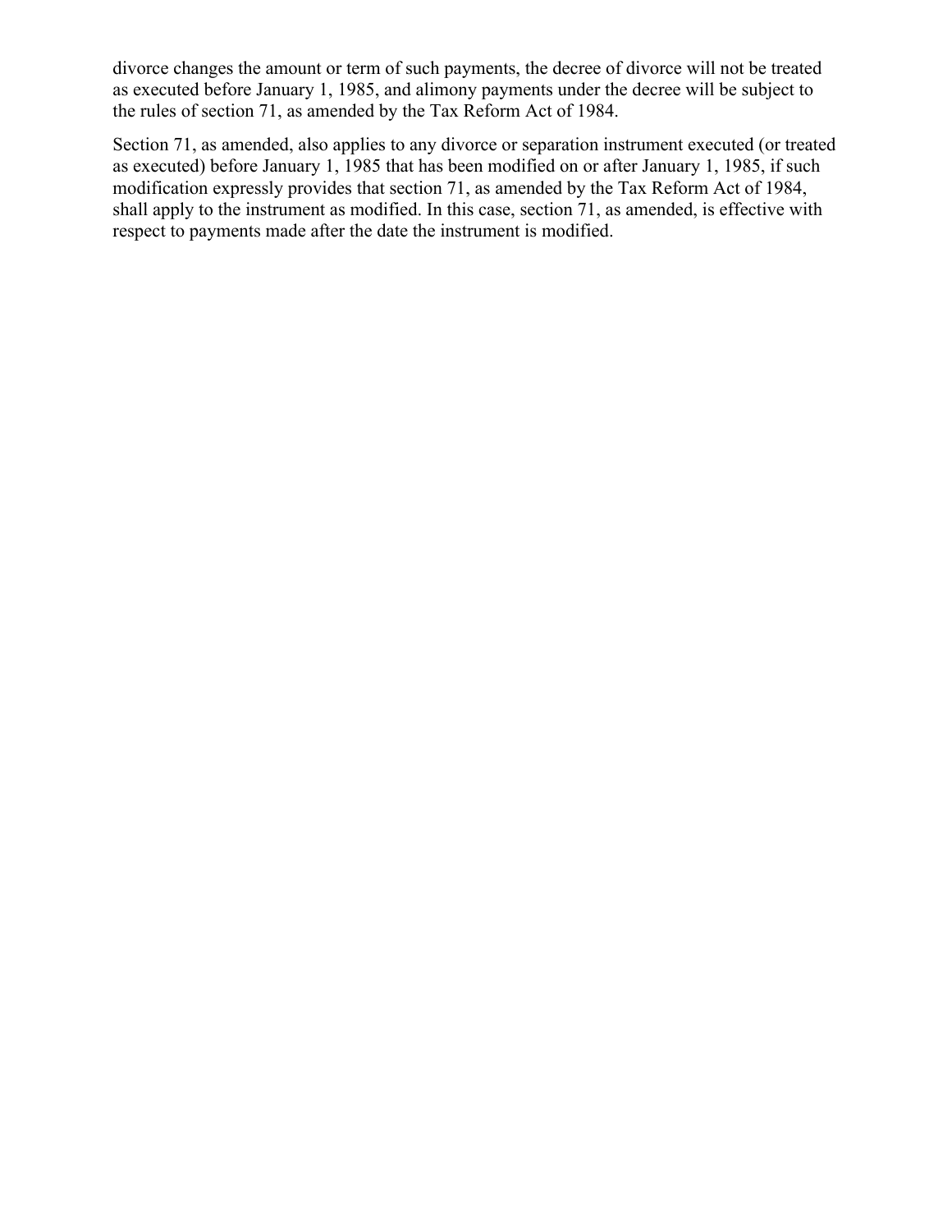divorce changes the amount or term of such payments, the decree of divorce will not be treated as executed before January 1, 1985, and alimony payments under the decree will be subject to the rules of section 71, as amended by the Tax Reform Act of 1984.

Section 71, as amended, also applies to any divorce or separation instrument executed (or treated as executed) before January 1, 1985 that has been modified on or after January 1, 1985, if such modification expressly provides that section 71, as amended by the Tax Reform Act of 1984, shall apply to the instrument as modified. In this case, section 71, as amended, is effective with respect to payments made after the date the instrument is modified.